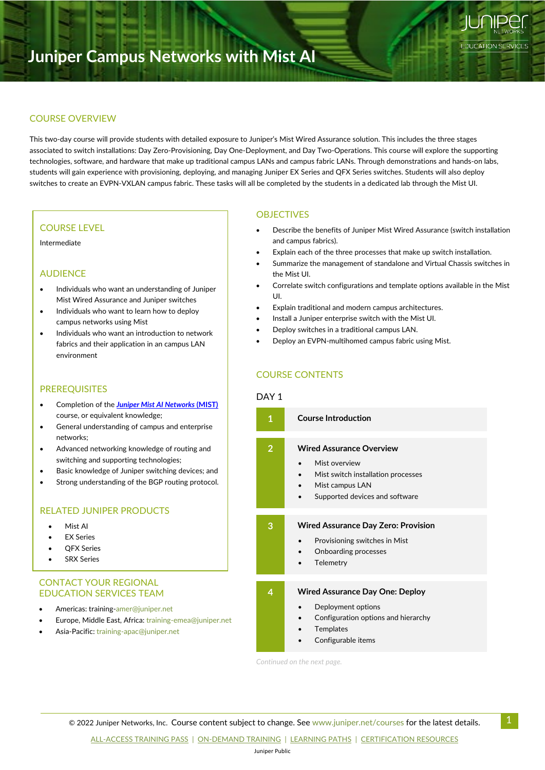# Juniper Campus Networks with Mist AI

## COURSE OVERVIEW

This two-day course will provide students with detailed exposure to Juniper's Mist Wired Assurance solution. This includes the three stages associated to switch installations: Day Zero-Provisioning, Day One-Deployment, and Day Two-Operations. This course will explore the supporting technologies, software, and hardware that make up traditional campus LANs and campus fabric LANs. Through demonstrations and hands-on labs, students will gain experience with provisioning, deploying, and managing Juniper EX Series and QFX Series switches. Students will also deploy switches to create an EVPN-VXLAN campus fabric. These tasks will all be completed by the students in a dedicated lab through the Mist UI.

## COURSE LEVEL

Intermediate

## AUDIENCE

- Individuals who want an understanding of Juniper Mist Wired Assurance and Juniper switches
- Individuals who want to learn how to deploy campus networks using Mist
- Individuals who want an introduction to network fabrics and their application in an campus LAN environment

## PREREQUISITES

- Completion of the ***Juniper Mist AI Networks* (MIST)** course, or equivalent knowledge;
- General understanding of campus and enterprise networks;
- Advanced networking knowledge of routing and switching and supporting technologies;
- Basic knowledge of Juniper switching devices; and
- Strong understanding of the BGP routing protocol.

## RELATED JUNIPER PRODUCTS

- Mist AI
- EX Series
- QFX Series
- SRX Series

## CONTACT YOUR REGIONAL EDUCATION SERVICES TEAM

- Americas: training-amer@juniper.net
- Europe, Middle East, Africa: training-emea@juniper.net
- Asia-Pacific: training-apac@juniper.net

## OBJECTIVES

- Describe the benefits of Juniper Mist Wired Assurance (switch installation and campus fabrics).
- Explain each of the three processes that make up switch installation.
- Summarize the management of standalone and Virtual Chassis switches in the Mist UI.
- Correlate switch configurations and template options available in the Mist UI.
- Explain traditional and modern campus architectures.
- Install a Juniper enterprise switch with the Mist UI.
- Deploy switches in a traditional campus LAN.
- Deploy an EVPN-multihomed campus fabric using Mist.

## COURSE CONTENTS

### DAY 1

**1 Course Introduction**

**2 Wired Assurance Overview**

- Mist overview
- Mist switch installation processes
- Mist campus LAN
- Supported devices and software

**3 Wired Assurance Day Zero: Provision**

- Provisioning switches in Mist
- Onboarding processes
- Telemetry

**4 Wired Assurance Day One: Deploy**

- Deployment options
- Configuration options and hierarchy
- Templates
- Configurable items

*Continued on the next page.*

© 2022 Juniper Networks, Inc. Course content subject to change. See www.juniper.net/courses for the latest details.

ALL-ACCESS TRAINING PASS | ON-DEMAND TRAINING | LEARNING PATHS | CERTIFICATION RESOURCES

Juniper Public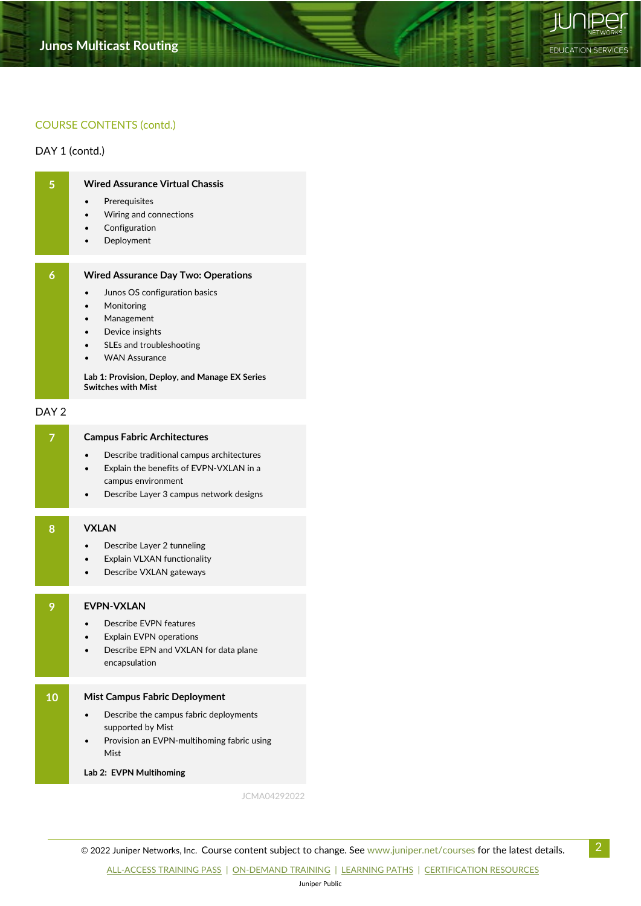## COURSE CONTENTS (contd.)

### DAY 1 (contd.)

**5 Wired Assurance Virtual Chassis**

- Prerequisites
- Wiring and connections
- Configuration
- Deployment

**6 Wired Assurance Day Two: Operations**

- Junos OS configuration basics
- Monitoring
- Management
- Device insights
- SLEs and troubleshooting
- WAN Assurance

**Lab 1: Provision, Deploy, and Manage EX Series Switches with Mist**

### DAY 2

**7 Campus Fabric Architectures**

- Describe traditional campus architectures
- Explain the benefits of EVPN-VXLAN in a campus environment
- Describe Layer 3 campus network designs

**8 VXLAN**

- Describe Layer 2 tunneling
- Explain VLXAN functionality
- Describe VXLAN gateways

**9 EVPN-VXLAN**

- Describe EVPN features
- Explain EVPN operations
- Describe EPN and VXLAN for data plane encapsulation

**10 Mist Campus Fabric Deployment**

- Describe the campus fabric deployments supported by Mist
- Provision an EVPN-multihoming fabric using Mist

**Lab 2: EVPN Multihoming**

JCMA04292022

© 2022 Juniper Networks, Inc. Course content subject to change. See www.juniper.net/courses for the latest details.

ALL-ACCESS TRAINING PASS | ON-DEMAND TRAINING | LEARNING PATHS | CERTIFICATION RESOURCES

Juniper Public